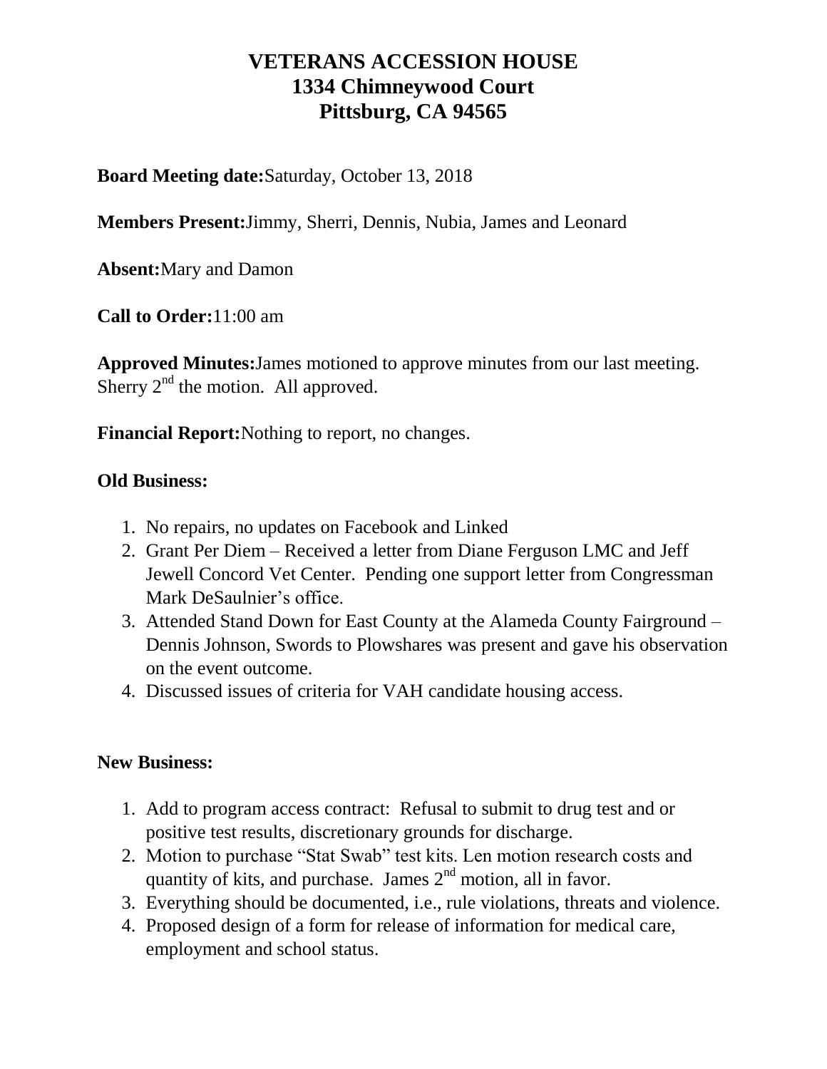# VETERANS ACCESSION HOUSE
# 1334 Chimneywood Court
# Pittsburg, CA 94565

**Board Meeting date:** Saturday, October 13, 2018

**Members Present:** Jimmy, Sherri, Dennis, Nubia, James and Leonard

**Absent:** Mary and Damon

**Call to Order:** 11:00 am

**Approved Minutes:** James motioned to approve minutes from our last meeting. Sherry 2nd the motion. All approved.

**Financial Report:** Nothing to report, no changes.

**Old Business:**

1. No repairs, no updates on Facebook and Linked
2. Grant Per Diem – Received a letter from Diane Ferguson LMC and Jeff Jewell Concord Vet Center. Pending one support letter from Congressman Mark DeSaulnier's office.
3. Attended Stand Down for East County at the Alameda County Fairground – Dennis Johnson, Swords to Plowshares was present and gave his observation on the event outcome.
4. Discussed issues of criteria for VAH candidate housing access.

**New Business:**

1. Add to program access contract: Refusal to submit to drug test and or positive test results, discretionary grounds for discharge.
2. Motion to purchase "Stat Swab" test kits. Len motion research costs and quantity of kits, and purchase. James 2nd motion, all in favor.
3. Everything should be documented, i.e., rule violations, threats and violence.
4. Proposed design of a form for release of information for medical care, employment and school status.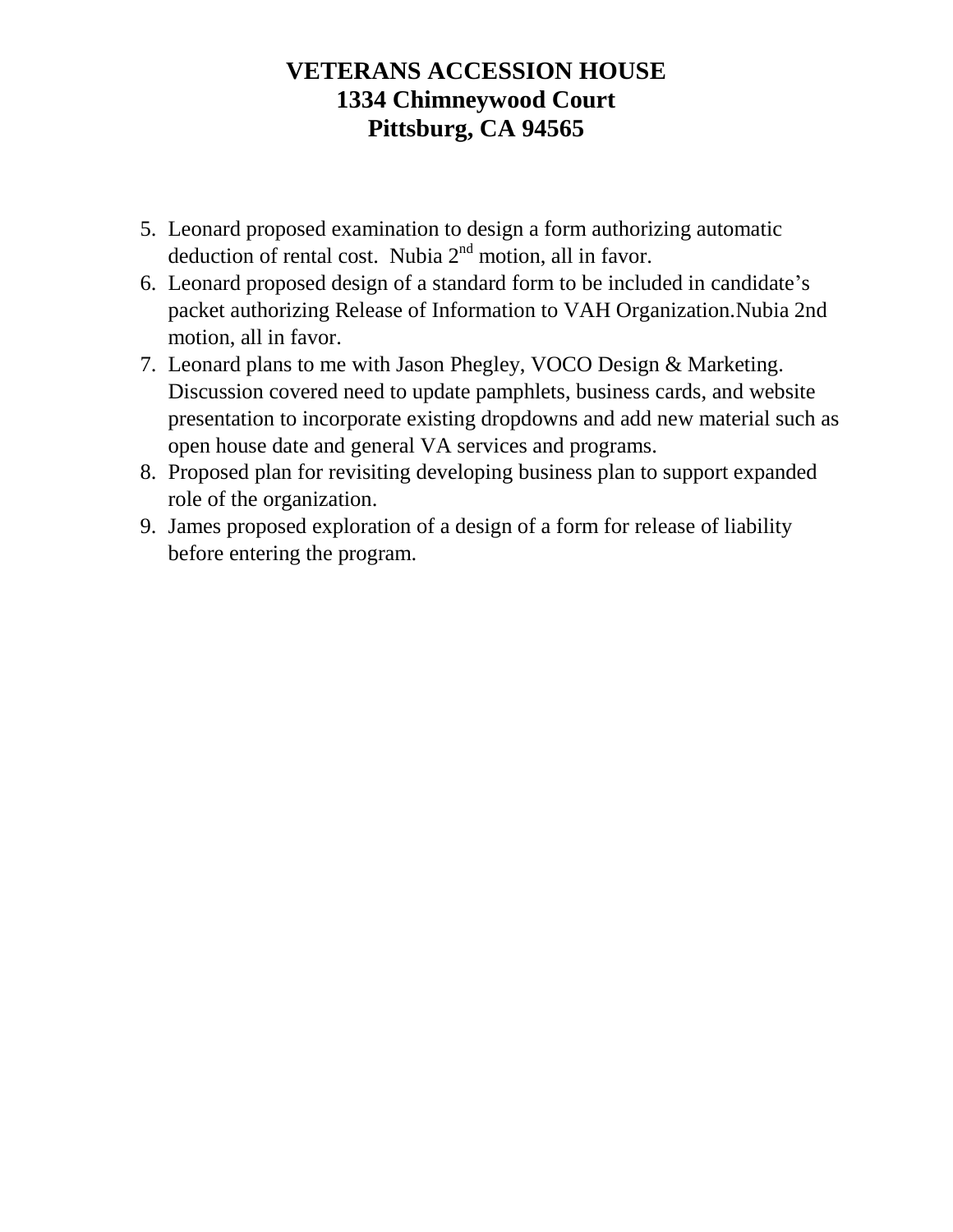# VETERANS ACCESSION HOUSE
# 1334 Chimneywood Court
# Pittsburg, CA 94565

5. Leonard proposed examination to design a form authorizing automatic deduction of rental cost. Nubia 2nd motion, all in favor.
6. Leonard proposed design of a standard form to be included in candidate's packet authorizing Release of Information to VAH Organization.Nubia 2nd motion, all in favor.
7. Leonard plans to me with Jason Phegley, VOCO Design & Marketing. Discussion covered need to update pamphlets, business cards, and website presentation to incorporate existing dropdowns and add new material such as open house date and general VA services and programs.
8. Proposed plan for revisiting developing business plan to support expanded role of the organization.
9. James proposed exploration of a design of a form for release of liability before entering the program.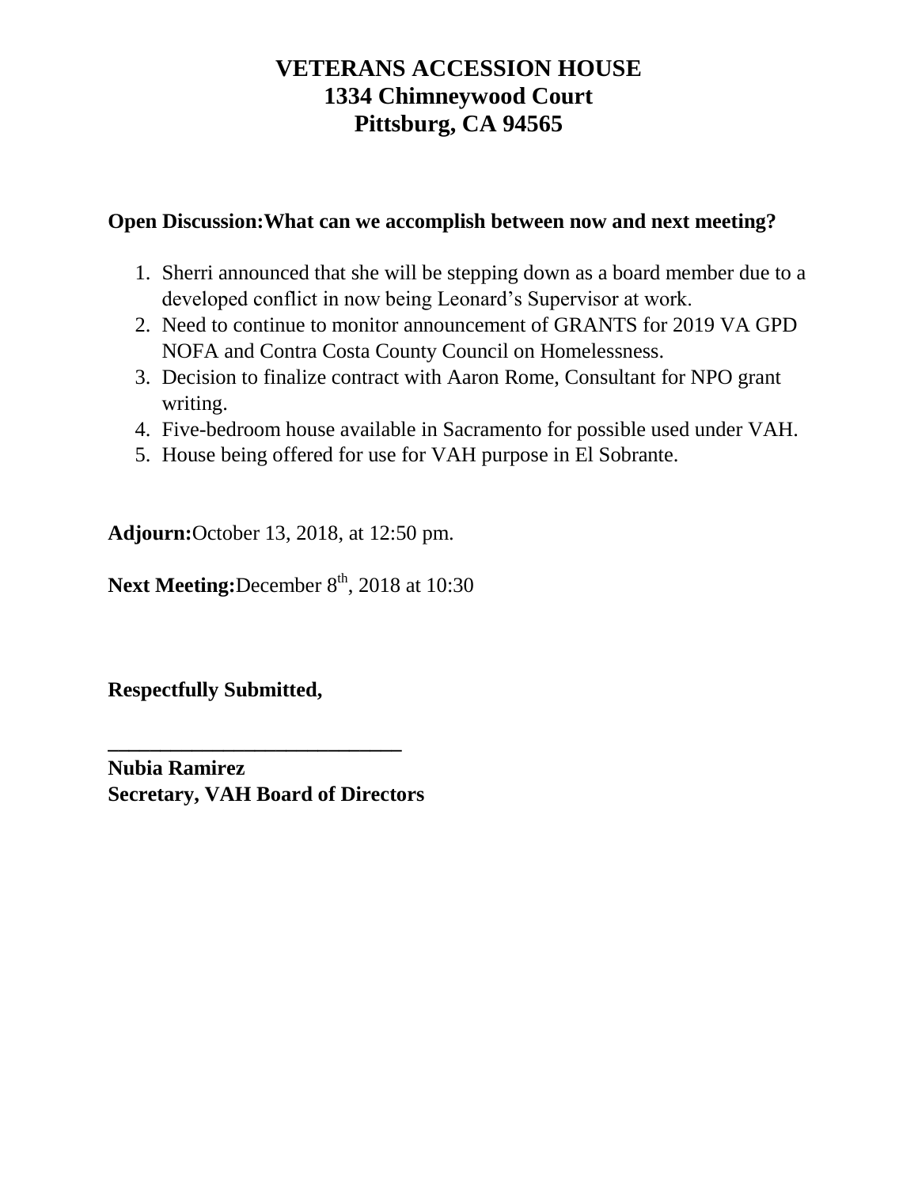# VETERANS ACCESSION HOUSE
## 1334 Chimneywood Court
## Pittsburg, CA 94565

**Open Discussion:What can we accomplish between now and next meeting?**

1. Sherri announced that she will be stepping down as a board member due to a developed conflict in now being Leonard's Supervisor at work.
2. Need to continue to monitor announcement of GRANTS for 2019 VA GPD NOFA and Contra Costa County Council on Homelessness.
3. Decision to finalize contract with Aaron Rome, Consultant for NPO grant writing.
4. Five-bedroom house available in Sacramento for possible used under VAH.
5. House being offered for use for VAH purpose in El Sobrante.

**Adjourn:**October 13, 2018, at 12:50 pm.

**Next Meeting:**December 8th, 2018 at 10:30

**Respectfully Submitted,**

**____________________________**

**Nubia Ramirez**
**Secretary, VAH Board of Directors**